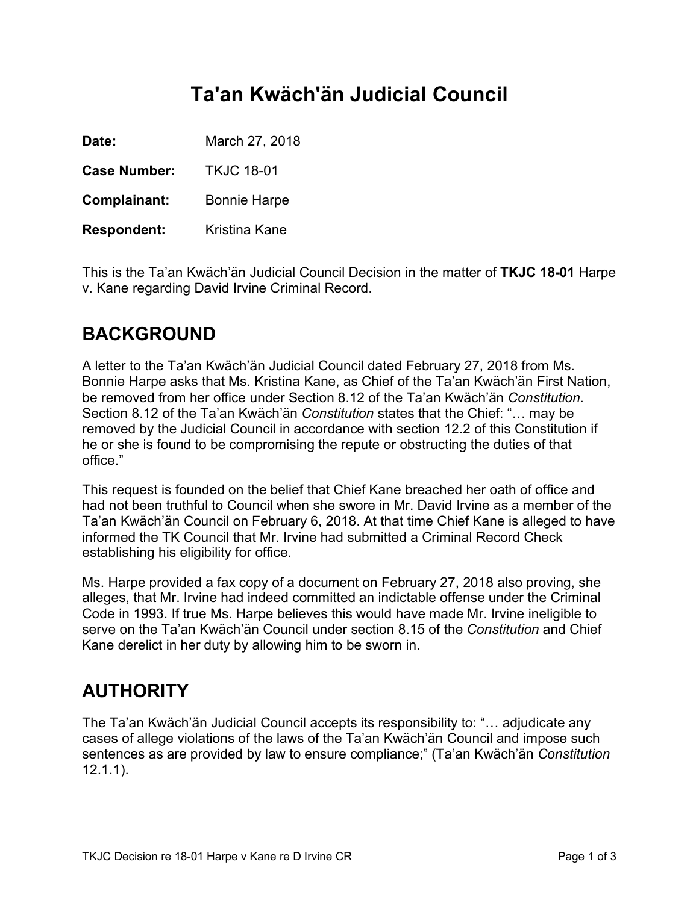# Ta'an Kwäch'än Judicial Council

**Date:** March 27, 2018

**Case Number:** TKJC 18-01

**Complainant:** Bonnie Harpe

**Respondent:** Kristina Kane

This is the Ta'an Kwäch'än Judicial Council Decision in the matter of **TKJC 18-01** Harpe v. Kane regarding David Irvine Criminal Record.

## BACKGROUND

A letter to the Ta'an Kwäch'än Judicial Council dated February 27, 2018 from Ms. Bonnie Harpe asks that Ms. Kristina Kane, as Chief of the Ta'an Kwäch'än First Nation, be removed from her office under Section 8.12 of the Ta'an Kwäch'än *Constitution*. Section 8.12 of the Ta'an Kwäch'än *Constitution* states that the Chief: "… may be removed by the Judicial Council in accordance with section 12.2 of this Constitution if he or she is found to be compromising the repute or obstructing the duties of that office."

This request is founded on the belief that Chief Kane breached her oath of office and had not been truthful to Council when she swore in Mr. David Irvine as a member of the Ta'an Kwäch'än Council on February 6, 2018. At that time Chief Kane is alleged to have informed the TK Council that Mr. Irvine had submitted a Criminal Record Check establishing his eligibility for office.

Ms. Harpe provided a fax copy of a document on February 27, 2018 also proving, she alleges, that Mr. Irvine had indeed committed an indictable offense under the Criminal Code in 1993. If true Ms. Harpe believes this would have made Mr. Irvine ineligible to serve on the Ta'an Kwäch'än Council under section 8.15 of the *Constitution* and Chief Kane derelict in her duty by allowing him to be sworn in.

## AUTHORITY

The Ta'an Kwäch'än Judicial Council accepts its responsibility to: "… adjudicate any cases of allege violations of the laws of the Ta'an Kwäch'än Council and impose such sentences as are provided by law to ensure compliance;" (Ta'an Kwäch'än *Constitution* 12.1.1).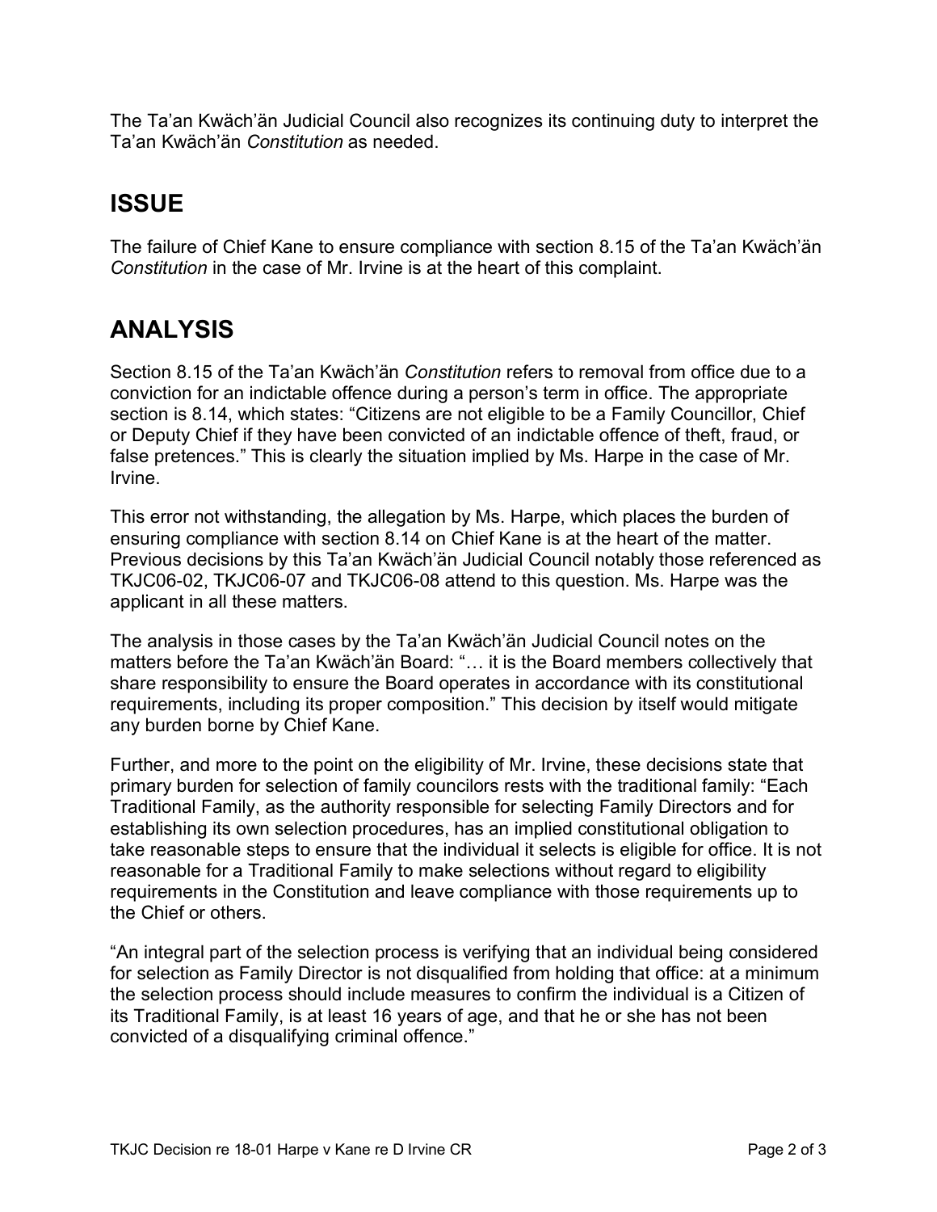The Ta'an Kwäch'än Judicial Council also recognizes its continuing duty to interpret the Ta'an Kwäch'än *Constitution* as needed.

## ISSUE

The failure of Chief Kane to ensure compliance with section 8.15 of the Ta'an Kwäch'än *Constitution* in the case of Mr. Irvine is at the heart of this complaint.

## ANALYSIS

Section 8.15 of the Ta'an Kwäch'än *Constitution* refers to removal from office due to a conviction for an indictable offence during a person's term in office. The appropriate section is 8.14, which states: "Citizens are not eligible to be a Family Councillor, Chief or Deputy Chief if they have been convicted of an indictable offence of theft, fraud, or false pretences." This is clearly the situation implied by Ms. Harpe in the case of Mr. Irvine.

This error not withstanding, the allegation by Ms. Harpe, which places the burden of ensuring compliance with section 8.14 on Chief Kane is at the heart of the matter. Previous decisions by this Ta'an Kwäch'än Judicial Council notably those referenced as TKJC06-02, TKJC06-07 and TKJC06-08 attend to this question. Ms. Harpe was the applicant in all these matters.

The analysis in those cases by the Ta'an Kwäch'än Judicial Council notes on the matters before the Ta'an Kwäch'än Board: "… it is the Board members collectively that share responsibility to ensure the Board operates in accordance with its constitutional requirements, including its proper composition." This decision by itself would mitigate any burden borne by Chief Kane.

Further, and more to the point on the eligibility of Mr. Irvine, these decisions state that primary burden for selection of family councilors rests with the traditional family: "Each Traditional Family, as the authority responsible for selecting Family Directors and for establishing its own selection procedures, has an implied constitutional obligation to take reasonable steps to ensure that the individual it selects is eligible for office. It is not reasonable for a Traditional Family to make selections without regard to eligibility requirements in the Constitution and leave compliance with those requirements up to the Chief or others.

"An integral part of the selection process is verifying that an individual being considered for selection as Family Director is not disqualified from holding that office: at a minimum the selection process should include measures to confirm the individual is a Citizen of its Traditional Family, is at least 16 years of age, and that he or she has not been convicted of a disqualifying criminal offence."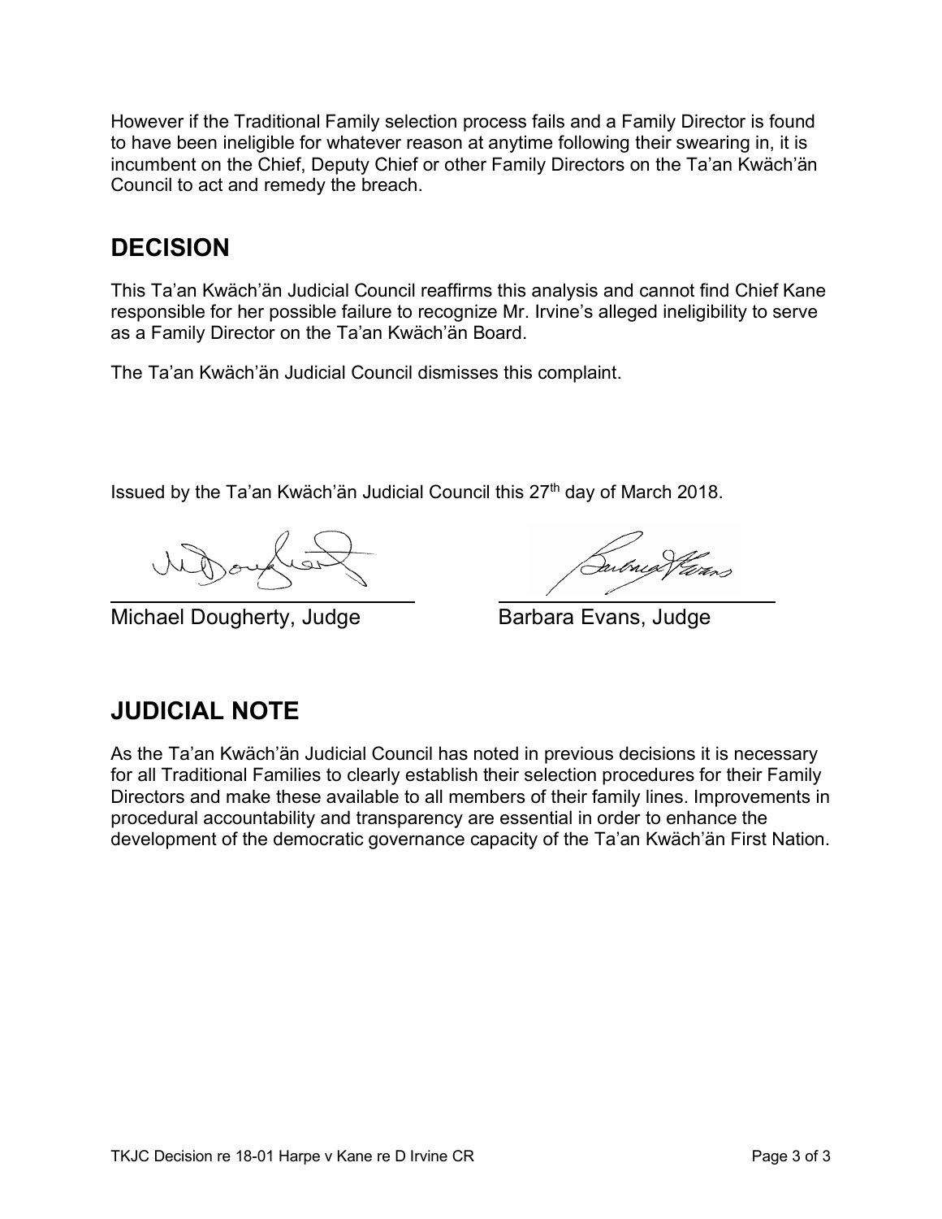However if the Traditional Family selection process fails and a Family Director is found to have been ineligible for whatever reason at anytime following their swearing in, it is incumbent on the Chief, Deputy Chief or other Family Directors on the Ta'an Kwäch'än Council to act and remedy the breach.

## DECISION

This Ta'an Kwäch'än Judicial Council reaffirms this analysis and cannot find Chief Kane responsible for her possible failure to recognize Mr. Irvine's alleged ineligibility to serve as a Family Director on the Ta'an Kwäch'än Board.

The Ta'an Kwäch'än Judicial Council dismisses this complaint.

Issued by the Ta'an Kwäch'än Judicial Council this 27th day of March 2018.

Michael Dougherty, Judge

Barbara Evans, Judge

## JUDICIAL NOTE

As the Ta'an Kwäch'än Judicial Council has noted in previous decisions it is necessary for all Traditional Families to clearly establish their selection procedures for their Family Directors and make these available to all members of their family lines. Improvements in procedural accountability and transparency are essential in order to enhance the development of the democratic governance capacity of the Ta'an Kwäch'än First Nation.